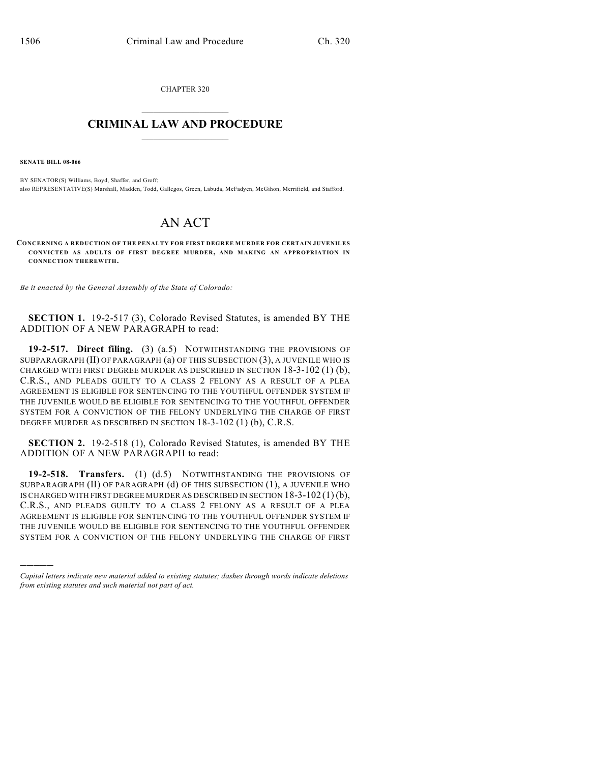CHAPTER 320

# CRIMINAL LAW AND PROCEDURE

**SENATE BILL 08-066**

BY SENATOR(S) Williams, Boyd, Shaffer, and Groff;
also REPRESENTATIVE(S) Marshall, Madden, Todd, Gallegos, Green, Labuda, McFadyen, McGihon, Merrifield, and Stafford.

# AN ACT

**CONCERNING A REDUCTION OF THE PENALTY FOR FIRST DEGREE MURDER FOR CERTAIN JUVENILES CONVICTED AS ADULTS OF FIRST DEGREE MURDER, AND MAKING AN APPROPRIATION IN CONNECTION THEREWITH.**

*Be it enacted by the General Assembly of the State of Colorado:*

**SECTION 1.** 19-2-517 (3), Colorado Revised Statutes, is amended BY THE ADDITION OF A NEW PARAGRAPH to read:

**19-2-517. Direct filing.** (3) (a.5) NOTWITHSTANDING THE PROVISIONS OF SUBPARAGRAPH (II) OF PARAGRAPH (a) OF THIS SUBSECTION (3), A JUVENILE WHO IS CHARGED WITH FIRST DEGREE MURDER AS DESCRIBED IN SECTION 18-3-102 (1) (b), C.R.S., AND PLEADS GUILTY TO A CLASS 2 FELONY AS A RESULT OF A PLEA AGREEMENT IS ELIGIBLE FOR SENTENCING TO THE YOUTHFUL OFFENDER SYSTEM IF THE JUVENILE WOULD BE ELIGIBLE FOR SENTENCING TO THE YOUTHFUL OFFENDER SYSTEM FOR A CONVICTION OF THE FELONY UNDERLYING THE CHARGE OF FIRST DEGREE MURDER AS DESCRIBED IN SECTION 18-3-102 (1) (b), C.R.S.

**SECTION 2.** 19-2-518 (1), Colorado Revised Statutes, is amended BY THE ADDITION OF A NEW PARAGRAPH to read:

**19-2-518. Transfers.** (1) (d.5) NOTWITHSTANDING THE PROVISIONS OF SUBPARAGRAPH (II) OF PARAGRAPH (d) OF THIS SUBSECTION (1), A JUVENILE WHO IS CHARGED WITH FIRST DEGREE MURDER AS DESCRIBED IN SECTION 18-3-102 (1) (b), C.R.S., AND PLEADS GUILTY TO A CLASS 2 FELONY AS A RESULT OF A PLEA AGREEMENT IS ELIGIBLE FOR SENTENCING TO THE YOUTHFUL OFFENDER SYSTEM IF THE JUVENILE WOULD BE ELIGIBLE FOR SENTENCING TO THE YOUTHFUL OFFENDER SYSTEM FOR A CONVICTION OF THE FELONY UNDERLYING THE CHARGE OF FIRST

*Capital letters indicate new material added to existing statutes; dashes through words indicate deletions from existing statutes and such material not part of act.*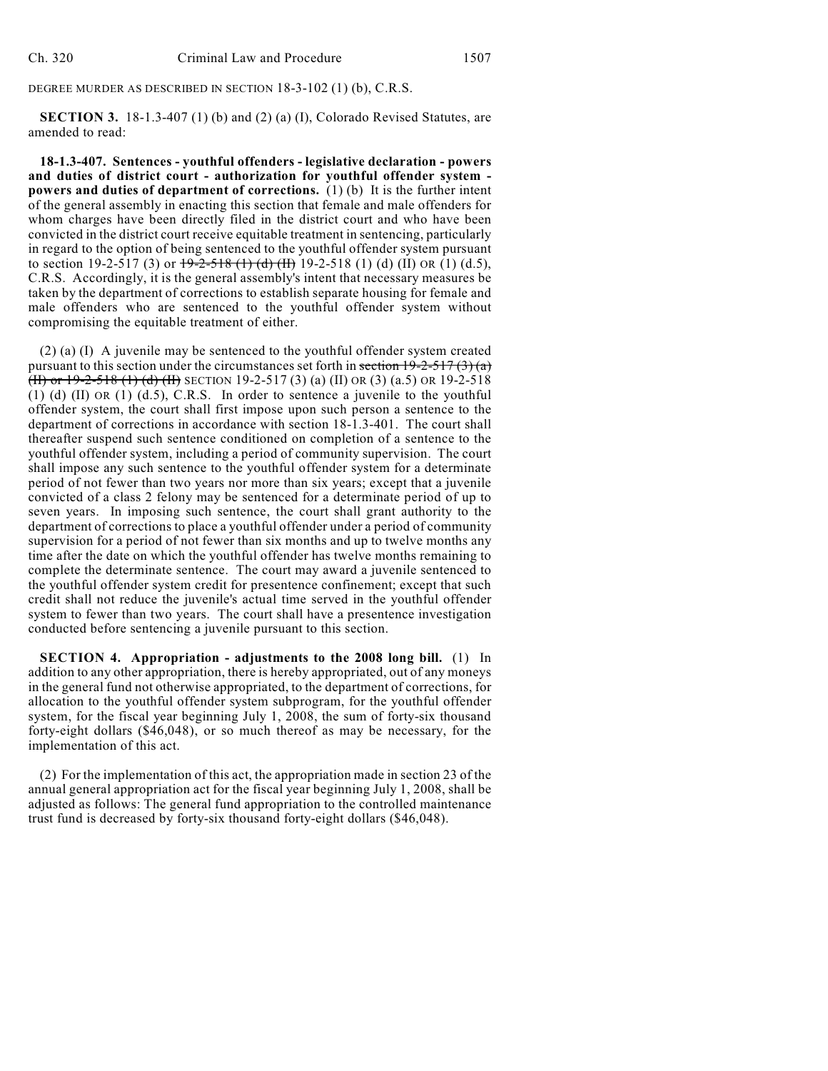DEGREE MURDER AS DESCRIBED IN SECTION 18-3-102 (1) (b), C.R.S.

**SECTION 3.** 18-1.3-407 (1) (b) and (2) (a) (I), Colorado Revised Statutes, are amended to read:

**18-1.3-407. Sentences - youthful offenders - legislative declaration - powers and duties of district court - authorization for youthful offender system - powers and duties of department of corrections.** (1) (b) It is the further intent of the general assembly in enacting this section that female and male offenders for whom charges have been directly filed in the district court and who have been convicted in the district court receive equitable treatment in sentencing, particularly in regard to the option of being sentenced to the youthful offender system pursuant to section 19-2-517 (3) or ~~19-2-518 (1) (d) (II)~~ 19-2-518 (1) (d) (II) OR (1) (d.5), C.R.S. Accordingly, it is the general assembly's intent that necessary measures be taken by the department of corrections to establish separate housing for female and male offenders who are sentenced to the youthful offender system without compromising the equitable treatment of either.

(2) (a) (I) A juvenile may be sentenced to the youthful offender system created pursuant to this section under the circumstances set forth in ~~section 19-2-517 (3) (a) (II) or 19-2-518 (1) (d) (II)~~ SECTION 19-2-517 (3) (a) (II) OR (3) (a.5) OR 19-2-518 (1) (d) (II) OR (1) (d.5), C.R.S. In order to sentence a juvenile to the youthful offender system, the court shall first impose upon such person a sentence to the department of corrections in accordance with section 18-1.3-401. The court shall thereafter suspend such sentence conditioned on completion of a sentence to the youthful offender system, including a period of community supervision. The court shall impose any such sentence to the youthful offender system for a determinate period of not fewer than two years nor more than six years; except that a juvenile convicted of a class 2 felony may be sentenced for a determinate period of up to seven years. In imposing such sentence, the court shall grant authority to the department of corrections to place a youthful offender under a period of community supervision for a period of not fewer than six months and up to twelve months any time after the date on which the youthful offender has twelve months remaining to complete the determinate sentence. The court may award a juvenile sentenced to the youthful offender system credit for presentence confinement; except that such credit shall not reduce the juvenile's actual time served in the youthful offender system to fewer than two years. The court shall have a presentence investigation conducted before sentencing a juvenile pursuant to this section.

**SECTION 4. Appropriation - adjustments to the 2008 long bill.** (1) In addition to any other appropriation, there is hereby appropriated, out of any moneys in the general fund not otherwise appropriated, to the department of corrections, for allocation to the youthful offender system subprogram, for the youthful offender system, for the fiscal year beginning July 1, 2008, the sum of forty-six thousand forty-eight dollars ($46,048), or so much thereof as may be necessary, for the implementation of this act.

(2) For the implementation of this act, the appropriation made in section 23 of the annual general appropriation act for the fiscal year beginning July 1, 2008, shall be adjusted as follows: The general fund appropriation to the controlled maintenance trust fund is decreased by forty-six thousand forty-eight dollars ($46,048).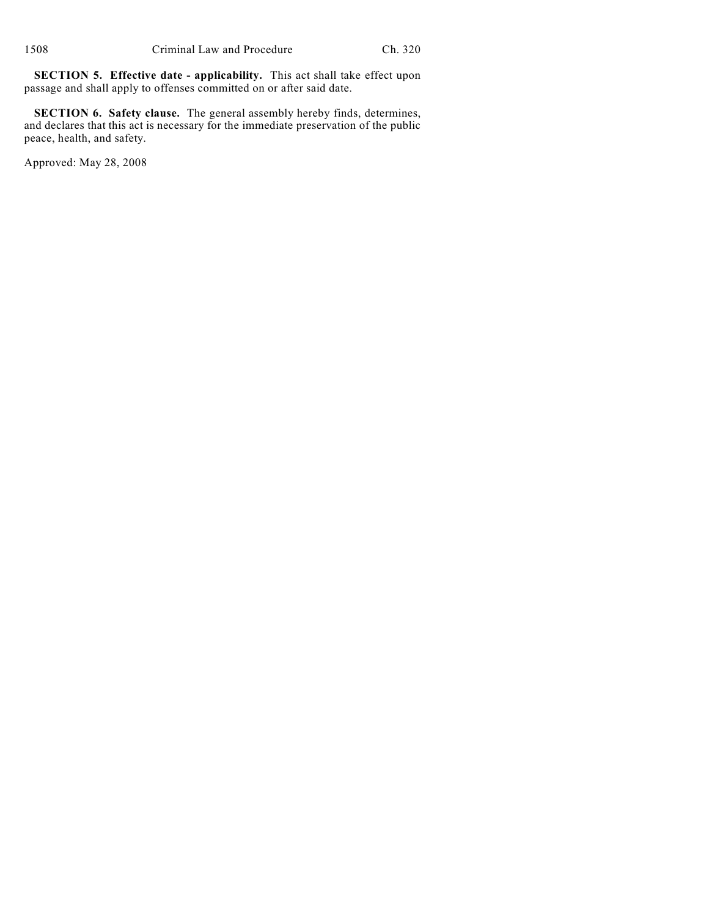**SECTION 5. Effective date - applicability.** This act shall take effect upon passage and shall apply to offenses committed on or after said date.

**SECTION 6. Safety clause.** The general assembly hereby finds, determines, and declares that this act is necessary for the immediate preservation of the public peace, health, and safety.

Approved: May 28, 2008